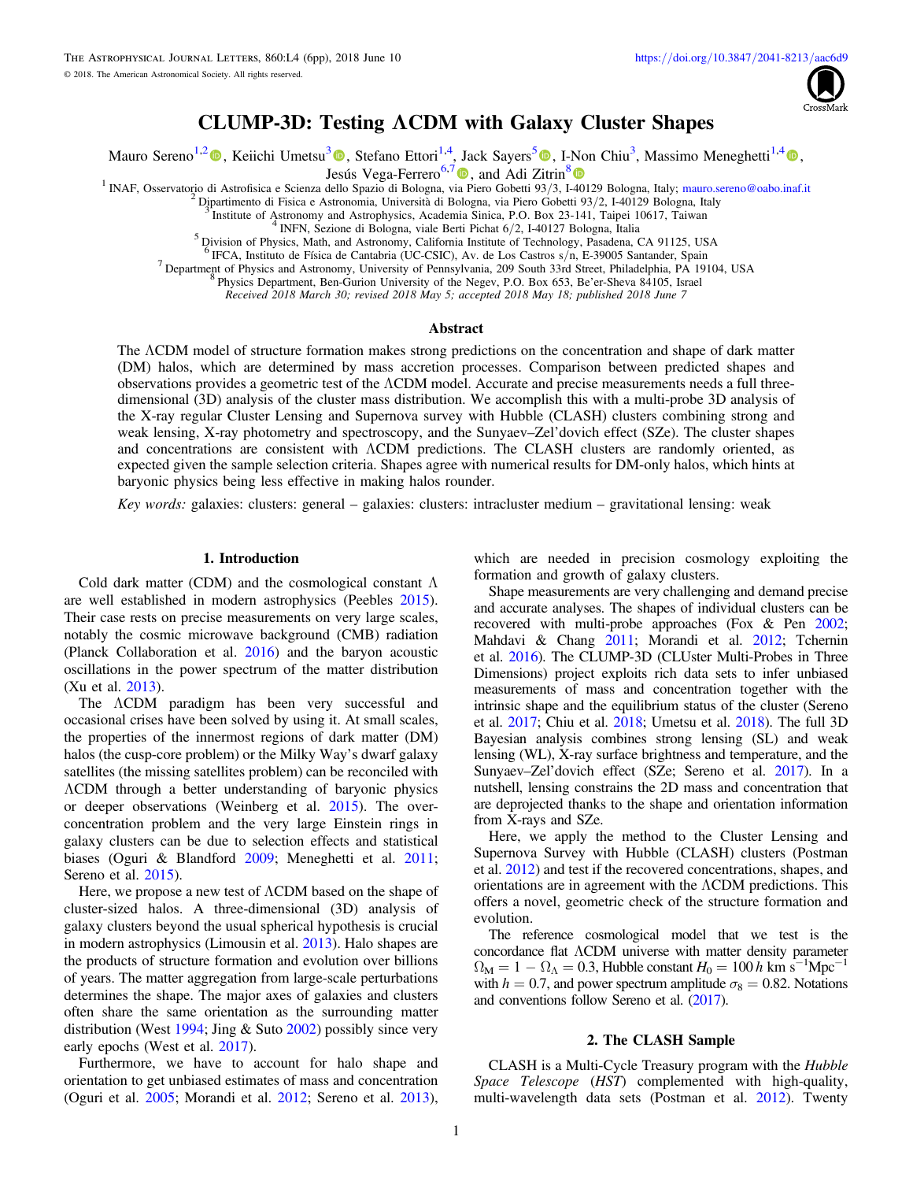# CLUMP-3D: Testing ΛCDM with Galaxy Cluster Shapes

Mauro Sereno[1,2], Keiichi Umetsu[3], Stefano Ettori[1,4], Jack Sayers[5], I-Non Chiu[3], Massimo Meneghetti[1,4], Jesús Vega-Ferrero[6,7], and Adi Zitrin[8]

[1] INAF, Osservatorio di Astrofisica e Scienza dello Spazio di Bologna, via Piero Gobetti 93/3, I-40129 Bologna, Italy; mauro.sereno@oabo.inaf.it
[2] Dipartimento di Fisica e Astronomia, Università di Bologna, via Piero Gobetti 93/2, I-40129 Bologna, Italy
[3] Institute of Astronomy and Astrophysics, Academia Sinica, P.O. Box 23-141, Taipei 10617, Taiwan
[4] INFN, Sezione di Bologna, viale Berti Pichat 6/2, I-40127 Bologna, Italia
[5] Division of Physics, Math, and Astronomy, California Institute of Technology, Pasadena, CA 91125, USA
[6] IFCA, Instituto de Física de Cantabria (UC-CSIC), Av. de Los Castros s/n, E-39005 Santander, Spain
[7] Department of Physics and Astronomy, University of Pennsylvania, 209 South 33rd Street, Philadelphia, PA 19104, USA
[8] Physics Department, Ben-Gurion University of the Negev, P.O. Box 653, Be'er-Sheva 84105, Israel

*Received 2018 March 30; revised 2018 May 5; accepted 2018 May 18; published 2018 June 7*

## Abstract

The ΛCDM model of structure formation makes strong predictions on the concentration and shape of dark matter (DM) halos, which are determined by mass accretion processes. Comparison between predicted shapes and observations provides a geometric test of the ΛCDM model. Accurate and precise measurements needs a full three-dimensional (3D) analysis of the cluster mass distribution. We accomplish this with a multi-probe 3D analysis of the X-ray regular Cluster Lensing and Supernova survey with Hubble (CLASH) clusters combining strong and weak lensing, X-ray photometry and spectroscopy, and the Sunyaev–Zel'dovich effect (SZe). The cluster shapes and concentrations are consistent with ΛCDM predictions. The CLASH clusters are randomly oriented, as expected given the sample selection criteria. Shapes agree with numerical results for DM-only halos, which hints at baryonic physics being less effective in making halos rounder.

*Key words:* galaxies: clusters: general – galaxies: clusters: intracluster medium – gravitational lensing: weak

## 1. Introduction

Cold dark matter (CDM) and the cosmological constant Λ are well established in modern astrophysics (Peebles 2015). Their case rests on precise measurements on very large scales, notably the cosmic microwave background (CMB) radiation (Planck Collaboration et al. 2016) and the baryon acoustic oscillations in the power spectrum of the matter distribution (Xu et al. 2013).

The ΛCDM paradigm has been very successful and occasional crises have been solved by using it. At small scales, the properties of the innermost regions of dark matter (DM) halos (the cusp-core problem) or the Milky Way's dwarf galaxy satellites (the missing satellites problem) can be reconciled with ΛCDM through a better understanding of baryonic physics or deeper observations (Weinberg et al. 2015). The over-concentration problem and the very large Einstein rings in galaxy clusters can be due to selection effects and statistical biases (Oguri & Blandford 2009; Meneghetti et al. 2011; Sereno et al. 2015).

Here, we propose a new test of ΛCDM based on the shape of cluster-sized halos. A three-dimensional (3D) analysis of galaxy clusters beyond the usual spherical hypothesis is crucial in modern astrophysics (Limousin et al. 2013). Halo shapes are the products of structure formation and evolution over billions of years. The matter aggregation from large-scale perturbations determines the shape. The major axes of galaxies and clusters often share the same orientation as the surrounding matter distribution (West 1994; Jing & Suto 2002) possibly since very early epochs (West et al. 2017).

Furthermore, we have to account for halo shape and orientation to get unbiased estimates of mass and concentration (Oguri et al. 2005; Morandi et al. 2012; Sereno et al. 2013), which are needed in precision cosmology exploiting the formation and growth of galaxy clusters.

Shape measurements are very challenging and demand precise and accurate analyses. The shapes of individual clusters can be recovered with multi-probe approaches (Fox & Pen 2002; Mahdavi & Chang 2011; Morandi et al. 2012; Tchernin et al. 2016). The CLUMP-3D (CLUster Multi-Probes in Three Dimensions) project exploits rich data sets to infer unbiased measurements of mass and concentration together with the intrinsic shape and the equilibrium status of the cluster (Sereno et al. 2017; Chiu et al. 2018; Umetsu et al. 2018). The full 3D Bayesian analysis combines strong lensing (SL) and weak lensing (WL), X-ray surface brightness and temperature, and the Sunyaev–Zel'dovich effect (SZe; Sereno et al. 2017). In a nutshell, lensing constrains the 2D mass and concentration that are deprojected thanks to the shape and orientation information from X-rays and SZe.

Here, we apply the method to the Cluster Lensing and Supernova Survey with Hubble (CLASH) clusters (Postman et al. 2012) and test if the recovered concentrations, shapes, and orientations are in agreement with the ΛCDM predictions. This offers a novel, geometric check of the structure formation and evolution.

The reference cosmological model that we test is the concordance flat ΛCDM universe with matter density parameter $\Omega_{\rm M} = 1 - \Omega_\Lambda = 0.3$, Hubble constant $H_0 = 100\,h$ km s$^{-1}$Mpc$^{-1}$ with $h = 0.7$, and power spectrum amplitude $\sigma_8 = 0.82$. Notations and conventions follow Sereno et al. (2017).

## 2. The CLASH Sample

CLASH is a Multi-Cycle Treasury program with the *Hubble Space Telescope* (*HST*) complemented with high-quality, multi-wavelength data sets (Postman et al. 2012). Twenty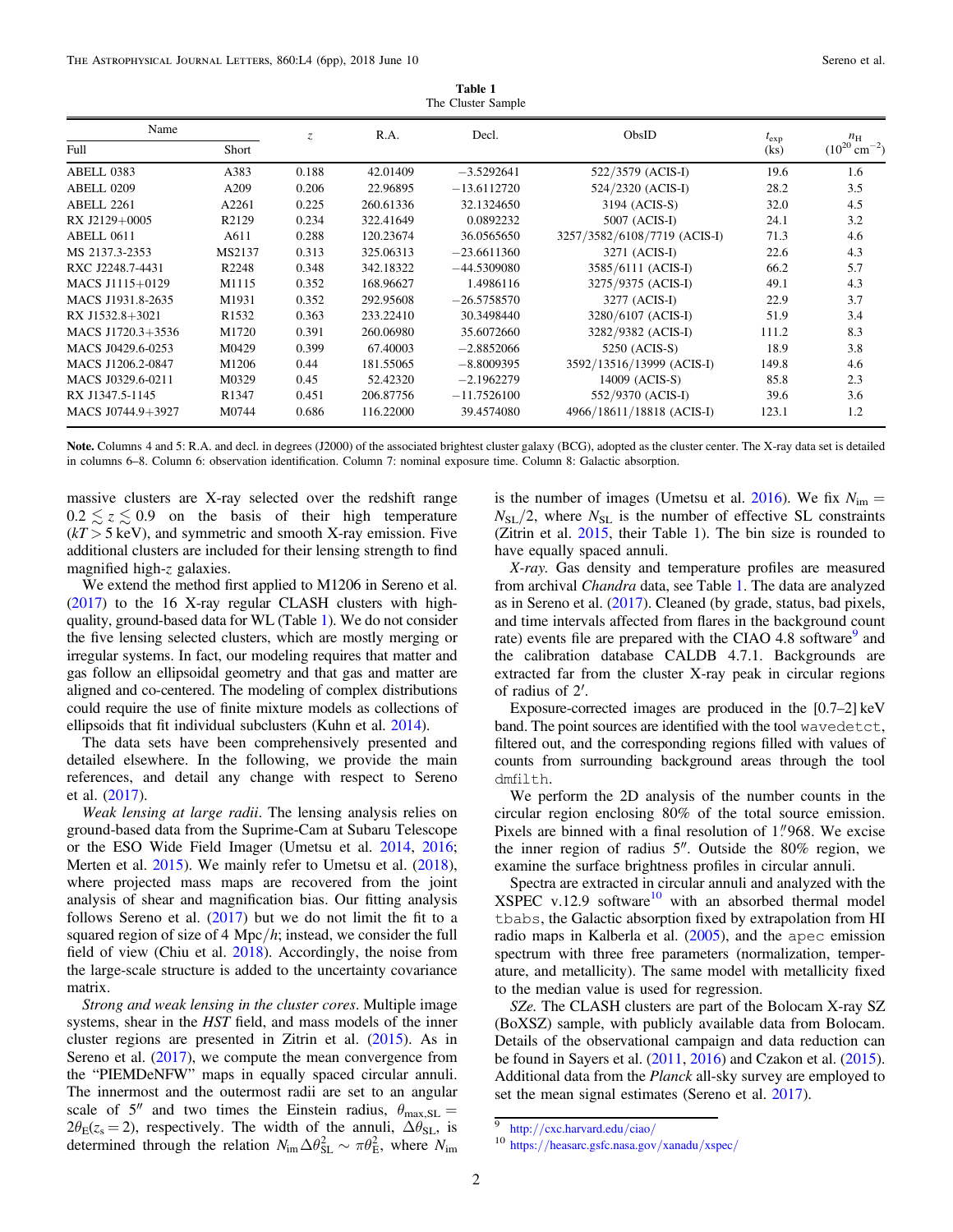**Table 1**
The Cluster Sample

| Name | | $z$ | R.A. | Decl. | ObsID | $t_{exp}$ | $n_{H}$ |
|---|---|---|---|---|---|---|---|
| Full | Short | | | | | (ks) | ($10^{20}$ cm$^{-2}$) |
| ABELL 0383 | A383 | 0.188 | 42.01409 | −3.5292641 | 522/3579 (ACIS-I) | 19.6 | 1.6 |
| ABELL 0209 | A209 | 0.206 | 22.96895 | −13.6112720 | 524/2320 (ACIS-I) | 28.2 | 3.5 |
| ABELL 2261 | A2261 | 0.225 | 260.61336 | 32.1324650 | 3194 (ACIS-S) | 32.0 | 4.5 |
| RX J2129+0005 | R2129 | 0.234 | 322.41649 | 0.0892232 | 5007 (ACIS-I) | 24.1 | 3.2 |
| ABELL 0611 | A611 | 0.288 | 120.23674 | 36.0565650 | 3257/3582/6108/7719 (ACIS-I) | 71.3 | 4.6 |
| MS 2137.3-2353 | MS2137 | 0.313 | 325.06313 | −23.6611360 | 3271 (ACIS-I) | 22.6 | 4.3 |
| RXC J2248.7-4431 | R2248 | 0.348 | 342.18322 | −44.5309080 | 3585/6111 (ACIS-I) | 66.2 | 5.7 |
| MACS J1115+0129 | M1115 | 0.352 | 168.96627 | 1.4986116 | 3275/9375 (ACIS-I) | 49.1 | 4.3 |
| MACS J1931.8-2635 | M1931 | 0.352 | 292.95608 | −26.5758570 | 3277 (ACIS-I) | 22.9 | 3.7 |
| RX J1532.8+3021 | R1532 | 0.363 | 233.22410 | 30.3498440 | 3280/6107 (ACIS-I) | 51.9 | 3.4 |
| MACS J1720.3+3536 | M1720 | 0.391 | 260.06980 | 35.6072660 | 3282/9382 (ACIS-I) | 111.2 | 8.3 |
| MACS J0429.6-0253 | M0429 | 0.399 | 67.40003 | −2.8852066 | 5250 (ACIS-S) | 18.9 | 3.8 |
| MACS J1206.2-0847 | M1206 | 0.44 | 181.55065 | −8.8009395 | 3592/13516/13999 (ACIS-I) | 149.8 | 4.6 |
| MACS J0329.6-0211 | M0329 | 0.45 | 52.42320 | −2.1962279 | 14009 (ACIS-S) | 85.8 | 2.3 |
| RX J1347.5-1145 | R1347 | 0.451 | 206.87756 | −11.7526100 | 552/9370 (ACIS-I) | 39.6 | 3.6 |
| MACS J0744.9+3927 | M0744 | 0.686 | 116.22000 | 39.4574080 | 4966/18611/18818 (ACIS-I) | 123.1 | 1.2 |

**Note.** Columns 4 and 5: R.A. and decl. in degrees (J2000) of the associated brightest cluster galaxy (BCG), adopted as the cluster center. The X-ray data set is detailed in columns 6–8. Column 6: observation identification. Column 7: nominal exposure time. Column 8: Galactic absorption.

massive clusters are X-ray selected over the redshift range $0.2 \lesssim z \lesssim 0.9$ on the basis of their high temperature ($kT > 5$ keV), and symmetric and smooth X-ray emission. Five additional clusters are included for their lensing strength to find magnified high-$z$ galaxies.

We extend the method first applied to M1206 in Sereno et al. (2017) to the 16 X-ray regular CLASH clusters with high-quality, ground-based data for WL (Table 1). We do not consider the five lensing selected clusters, which are mostly merging or irregular systems. In fact, our modeling requires that matter and gas follow an ellipsoidal geometry and that gas and matter are aligned and co-centered. The modeling of complex distributions could require the use of finite mixture models as collections of ellipsoids that fit individual subclusters (Kuhn et al. 2014).

The data sets have been comprehensively presented and detailed elsewhere. In the following, we provide the main references, and detail any change with respect to Sereno et al. (2017).

*Weak lensing at large radii*. The lensing analysis relies on ground-based data from the Suprime-Cam at Subaru Telescope or the ESO Wide Field Imager (Umetsu et al. 2014, 2016; Merten et al. 2015). We mainly refer to Umetsu et al. (2018), where projected mass maps are recovered from the joint analysis of shear and magnification bias. Our fitting analysis follows Sereno et al. (2017) but we do not limit the fit to a squared region of size of 4 Mpc$/h$; instead, we consider the full field of view (Chiu et al. 2018). Accordingly, the noise from the large-scale structure is added to the uncertainty covariance matrix.

*Strong and weak lensing in the cluster cores*. Multiple image systems, shear in the *HST* field, and mass models of the inner cluster regions are presented in Zitrin et al. (2015). As in Sereno et al. (2017), we compute the mean convergence from the "PIEMDeNFW" maps in equally spaced circular annuli. The innermost and the outermost radii are set to an angular scale of 5″ and two times the Einstein radius, $\theta_{\max,\mathrm{SL}} = 2\theta_{\mathrm{E}}(z_{\mathrm{s}} = 2)$, respectively. The width of the annuli, $\Delta\theta_{\mathrm{SL}}$, is determined through the relation $N_{\mathrm{im}}\Delta\theta_{\mathrm{SL}}^2 \sim \pi\theta_{\mathrm{E}}^2$, where $N_{\mathrm{im}}$ is the number of images (Umetsu et al. 2016). We fix $N_{\mathrm{im}} = N_{\mathrm{SL}}/2$, where $N_{\mathrm{SL}}$ is the number of effective SL constraints (Zitrin et al. 2015, their Table 1). The bin size is rounded to have equally spaced annuli.

*X-ray*. Gas density and temperature profiles are measured from archival *Chandra* data, see Table 1. The data are analyzed as in Sereno et al. (2017). Cleaned (by grade, status, bad pixels, and time intervals affected from flares in the background count rate) events file are prepared with the CIAO 4.8 software[9] and the calibration database CALDB 4.7.1. Backgrounds are extracted far from the cluster X-ray peak in circular regions of radius of 2′.

Exposure-corrected images are produced in the [0.7–2] keV band. The point sources are identified with the tool `wavedetct`, filtered out, and the corresponding regions filled with values of counts from surrounding background areas through the tool `dmfilth`.

We perform the 2D analysis of the number counts in the circular region enclosing 80% of the total source emission. Pixels are binned with a final resolution of 1.″968. We excise the inner region of radius 5″. Outside the 80% region, we examine the surface brightness profiles in circular annuli.

Spectra are extracted in circular annuli and analyzed with the XSPEC v.12.9 software[10] with an absorbed thermal model `tbabs`, the Galactic absorption fixed by extrapolation from HI radio maps in Kalberla et al. (2005), and the `apec` emission spectrum with three free parameters (normalization, temperature, and metallicity). The same model with metallicity fixed to the median value is used for regression.

*SZe*. The CLASH clusters are part of the Bolocam X-ray SZ (BoXSZ) sample, with publicly available data from Bolocam. Details of the observational campaign and data reduction can be found in Sayers et al. (2011, 2016) and Czakon et al. (2015). Additional data from the *Planck* all-sky survey are employed to set the mean signal estimates (Sereno et al. 2017).

[9] http://cxc.harvard.edu/ciao/

[10] https://heasarc.gsfc.nasa.gov/xanadu/xspec/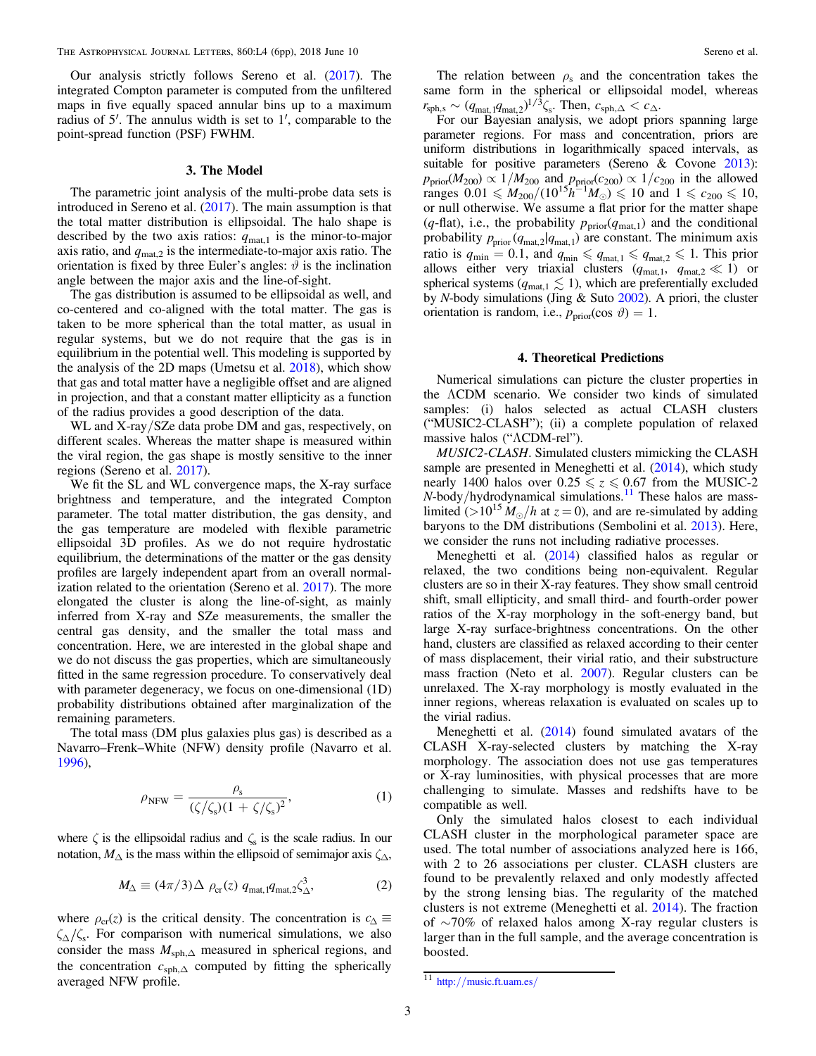Our analysis strictly follows Sereno et al. (2017). The integrated Compton parameter is computed from the unfiltered maps in five equally spaced annular bins up to a maximum radius of $5'$. The annulus width is set to $1'$, comparable to the point-spread function (PSF) FWHM.

## 3. The Model

The parametric joint analysis of the multi-probe data sets is introduced in Sereno et al. (2017). The main assumption is that the total matter distribution is ellipsoidal. The halo shape is described by the two axis ratios: $q_{\rm mat,1}$ is the minor-to-major axis ratio, and $q_{\rm mat,2}$ is the intermediate-to-major axis ratio. The orientation is fixed by three Euler's angles: $\vartheta$ is the inclination angle between the major axis and the line-of-sight.

The gas distribution is assumed to be ellipsoidal as well, and co-centered and co-aligned with the total matter. The gas is taken to be more spherical than the total matter, as usual in regular systems, but we do not require that the gas is in equilibrium in the potential well. This modeling is supported by the analysis of the 2D maps (Umetsu et al. 2018), which show that gas and total matter have a negligible offset and are aligned in projection, and that a constant matter ellipticity as a function of the radius provides a good description of the data.

WL and X-ray/SZe data probe DM and gas, respectively, on different scales. Whereas the matter shape is measured within the viral region, the gas shape is mostly sensitive to the inner regions (Sereno et al. 2017).

We fit the SL and WL convergence maps, the X-ray surface brightness and temperature, and the integrated Compton parameter. The total matter distribution, the gas density, and the gas temperature are modeled with flexible parametric ellipsoidal 3D profiles. As we do not require hydrostatic equilibrium, the determinations of the matter or the gas density profiles are largely independent apart from an overall normalization related to the orientation (Sereno et al. 2017). The more elongated the cluster is along the line-of-sight, as mainly inferred from X-ray and SZe measurements, the smaller the central gas density, and the smaller the total mass and concentration. Here, we are interested in the global shape and we do not discuss the gas properties, which are simultaneously fitted in the same regression procedure. To conservatively deal with parameter degeneracy, we focus on one-dimensional (1D) probability distributions obtained after marginalization of the remaining parameters.

The total mass (DM plus galaxies plus gas) is described as a Navarro–Frenk–White (NFW) density profile (Navarro et al. 1996),

$$\rho_{\rm NFW} = \frac{\rho_{\rm s}}{(\zeta/\zeta_{\rm s})(1+\zeta/\zeta_{\rm s})^2}, \tag{1}$$

where $\zeta$ is the ellipsoidal radius and $\zeta_{\rm s}$ is the scale radius. In our notation, $M_\Delta$ is the mass within the ellipsoid of semimajor axis $\zeta_\Delta$,

$$M_\Delta \equiv (4\pi/3)\Delta\ \rho_{\rm cr}(z)\ q_{\rm mat,1} q_{\rm mat,2} \zeta_\Delta^3, \tag{2}$$

where $\rho_{\rm cr}(z)$ is the critical density. The concentration is $c_\Delta \equiv \zeta_\Delta/\zeta_{\rm s}$. For comparison with numerical simulations, we also consider the mass $M_{{\rm sph},\Delta}$ measured in spherical regions, and the concentration $c_{{\rm sph},\Delta}$ computed by fitting the spherically averaged NFW profile.

The relation between $\rho_{\rm s}$ and the concentration takes the same form in the spherical or ellipsoidal model, whereas $r_{\rm sph,s} \sim (q_{\rm mat,1} q_{\rm mat,2})^{1/3}\zeta_{\rm s}$. Then, $c_{{\rm sph},\Delta} < c_\Delta$.

For our Bayesian analysis, we adopt priors spanning large parameter regions. For mass and concentration, priors are uniform distributions in logarithmically spaced intervals, as suitable for positive parameters (Sereno & Covone 2013): $p_{\rm prior}(M_{200}) \propto 1/M_{200}$ and $p_{\rm prior}(c_{200}) \propto 1/c_{200}$ in the allowed ranges $0.01 \leqslant M_{200}/(10^{15} h^{-1} M_\odot) \leqslant 10$ and $1 \leqslant c_{200} \leqslant 10$, or null otherwise. We assume a flat prior for the matter shape ($q$-flat), i.e., the probability $p_{\rm prior}(q_{\rm mat,1})$ and the conditional probability $p_{\rm prior}(q_{\rm mat,2}|q_{\rm mat,1})$ are constant. The minimum axis ratio is $q_{\rm min} = 0.1$, and $q_{\rm min} \leqslant q_{\rm mat,1} \leqslant q_{\rm mat,2} \leqslant 1$. This prior allows either very triaxial clusters ($q_{\rm mat,1},\ q_{\rm mat,2} \ll 1$) or spherical systems ($q_{\rm mat,1} \lesssim 1$), which are preferentially excluded by $N$-body simulations (Jing & Suto 2002). A priori, the cluster orientation is random, i.e., $p_{\rm prior}(\cos\vartheta) = 1$.

## 4. Theoretical Predictions

Numerical simulations can picture the cluster properties in the ΛCDM scenario. We consider two kinds of simulated samples: (i) halos selected as actual CLASH clusters ("MUSIC2-CLASH"); (ii) a complete population of relaxed massive halos ("ΛCDM-rel").

*MUSIC2-CLASH*. Simulated clusters mimicking the CLASH sample are presented in Meneghetti et al. (2014), which study nearly 1400 halos over $0.25 \leqslant z \leqslant 0.67$ from the MUSIC-2 $N$-body/hydrodynamical simulations.[11] These halos are mass-limited ($>10^{15} M_\odot/h$ at $z = 0$), and are re-simulated by adding baryons to the DM distributions (Sembolini et al. 2013). Here, we consider the runs not including radiative processes.

Meneghetti et al. (2014) classified halos as regular or relaxed, the two conditions being non-equivalent. Regular clusters are so in their X-ray features. They show small centroid shift, small ellipticity, and small third- and fourth-order power ratios of the X-ray morphology in the soft-energy band, but large X-ray surface-brightness concentrations. On the other hand, clusters are classified as relaxed according to their center of mass displacement, their virial ratio, and their substructure mass fraction (Neto et al. 2007). Regular clusters can be unrelaxed. The X-ray morphology is mostly evaluated in the inner regions, whereas relaxation is evaluated on scales up to the virial radius.

Meneghetti et al. (2014) found simulated avatars of the CLASH X-ray-selected clusters by matching the X-ray morphology. The association does not use gas temperatures or X-ray luminosities, with physical processes that are more challenging to simulate. Masses and redshifts have to be compatible as well.

Only the simulated halos closest to each individual CLASH cluster in the morphological parameter space are used. The total number of associations analyzed here is 166, with 2 to 26 associations per cluster. CLASH clusters are found to be prevalently relaxed and only modestly affected by the strong lensing bias. The regularity of the matched clusters is not extreme (Meneghetti et al. 2014). The fraction of ~70% of relaxed halos among X-ray regular clusters is larger than in the full sample, and the average concentration is boosted.

[11] http://music.ft.uam.es/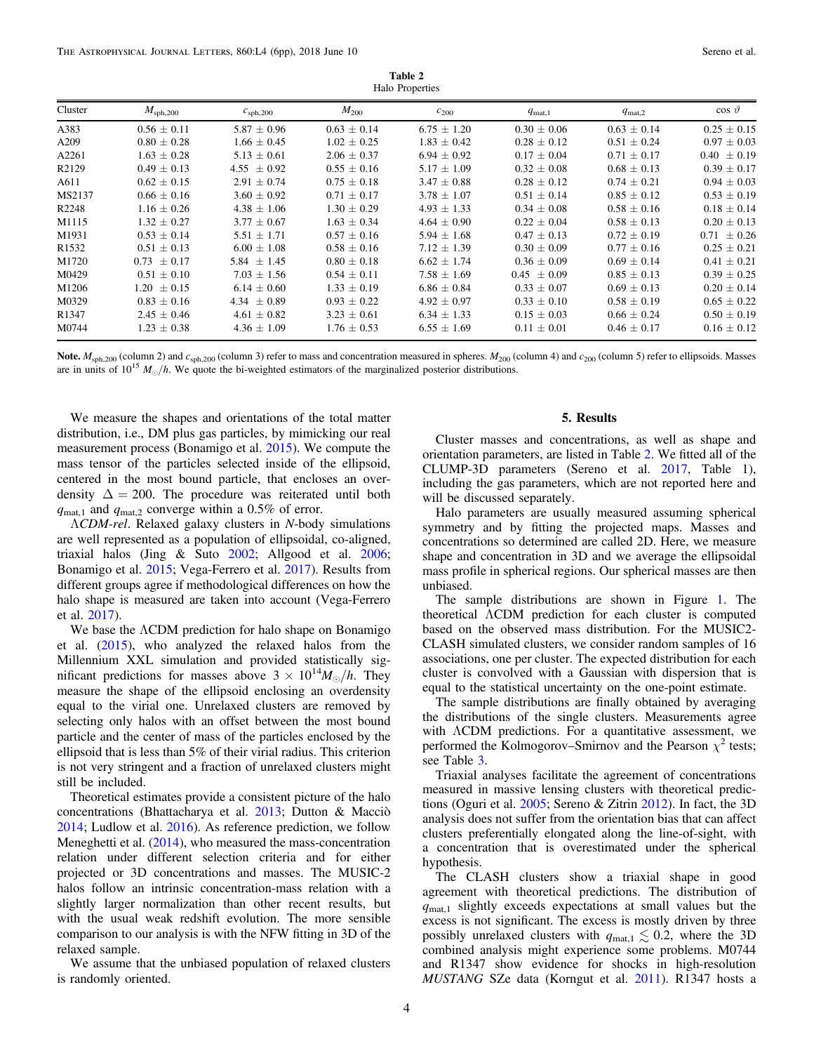**Table 2**
Halo Properties

| Cluster | $M_{\rm sph,200}$ | $c_{\rm sph,200}$ | $M_{200}$ | $c_{200}$ | $q_{\rm mat,1}$ | $q_{\rm mat,2}$ | $\cos\vartheta$ |
|---|---|---|---|---|---|---|---|
| A383 | 0.56 ± 0.11 | 5.87 ± 0.96 | 0.63 ± 0.14 | 6.75 ± 1.20 | 0.30 ± 0.06 | 0.63 ± 0.14 | 0.25 ± 0.15 |
| A209 | 0.80 ± 0.28 | 1.66 ± 0.45 | 1.02 ± 0.25 | 1.83 ± 0.42 | 0.28 ± 0.12 | 0.51 ± 0.24 | 0.97 ± 0.03 |
| A2261 | 1.63 ± 0.28 | 5.13 ± 0.61 | 2.06 ± 0.37 | 6.94 ± 0.92 | 0.17 ± 0.04 | 0.71 ± 0.17 | 0.40 ± 0.19 |
| R2129 | 0.49 ± 0.13 | 4.55 ± 0.92 | 0.55 ± 0.16 | 5.17 ± 1.09 | 0.32 ± 0.08 | 0.68 ± 0.13 | 0.39 ± 0.17 |
| A611 | 0.62 ± 0.15 | 2.91 ± 0.74 | 0.75 ± 0.18 | 3.47 ± 0.88 | 0.28 ± 0.12 | 0.74 ± 0.21 | 0.94 ± 0.03 |
| MS2137 | 0.66 ± 0.16 | 3.60 ± 0.92 | 0.71 ± 0.17 | 3.78 ± 1.07 | 0.51 ± 0.14 | 0.85 ± 0.12 | 0.53 ± 0.19 |
| R2248 | 1.16 ± 0.26 | 4.38 ± 1.06 | 1.30 ± 0.29 | 4.93 ± 1.33 | 0.34 ± 0.08 | 0.58 ± 0.16 | 0.18 ± 0.14 |
| M1115 | 1.32 ± 0.27 | 3.77 ± 0.67 | 1.63 ± 0.34 | 4.64 ± 0.90 | 0.22 ± 0.04 | 0.58 ± 0.13 | 0.20 ± 0.13 |
| M1931 | 0.53 ± 0.14 | 5.51 ± 1.71 | 0.57 ± 0.16 | 5.94 ± 1.68 | 0.47 ± 0.13 | 0.72 ± 0.19 | 0.71 ± 0.26 |
| R1532 | 0.51 ± 0.13 | 6.00 ± 1.08 | 0.58 ± 0.16 | 7.12 ± 1.39 | 0.30 ± 0.09 | 0.77 ± 0.16 | 0.25 ± 0.21 |
| M1720 | 0.73 ± 0.17 | 5.84 ± 1.45 | 0.80 ± 0.18 | 6.62 ± 1.74 | 0.36 ± 0.09 | 0.69 ± 0.14 | 0.41 ± 0.21 |
| M0429 | 0.51 ± 0.10 | 7.03 ± 1.56 | 0.54 ± 0.11 | 7.58 ± 1.69 | 0.45 ± 0.09 | 0.85 ± 0.13 | 0.39 ± 0.25 |
| M1206 | 1.20 ± 0.15 | 6.14 ± 0.60 | 1.33 ± 0.19 | 6.86 ± 0.84 | 0.33 ± 0.07 | 0.69 ± 0.13 | 0.20 ± 0.14 |
| M0329 | 0.83 ± 0.16 | 4.34 ± 0.89 | 0.93 ± 0.22 | 4.92 ± 0.97 | 0.33 ± 0.10 | 0.58 ± 0.19 | 0.65 ± 0.22 |
| R1347 | 2.45 ± 0.46 | 4.61 ± 0.82 | 3.23 ± 0.61 | 6.34 ± 1.33 | 0.15 ± 0.03 | 0.66 ± 0.24 | 0.50 ± 0.19 |
| M0744 | 1.23 ± 0.38 | 4.36 ± 1.09 | 1.76 ± 0.53 | 6.55 ± 1.69 | 0.11 ± 0.01 | 0.46 ± 0.17 | 0.16 ± 0.12 |

**Note.** $M_{\rm sph,200}$ (column 2) and $c_{\rm sph,200}$ (column 3) refer to mass and concentration measured in spheres. $M_{200}$ (column 4) and $c_{200}$ (column 5) refer to ellipsoids. Masses are in units of $10^{15}\ M_\odot/h$. We quote the bi-weighted estimators of the marginalized posterior distributions.

We measure the shapes and orientations of the total matter distribution, i.e., DM plus gas particles, by mimicking our real measurement process (Bonamigo et al. 2015). We compute the mass tensor of the particles selected inside of the ellipsoid, centered in the most bound particle, that encloses an overdensity $\Delta = 200$. The procedure was reiterated until both $q_{\rm mat,1}$ and $q_{\rm mat,2}$ converge within a 0.5% of error.

*ΛCDM-rel.* Relaxed galaxy clusters in *N*-body simulations are well represented as a population of ellipsoidal, co-aligned, triaxial halos (Jing & Suto 2002; Allgood et al. 2006; Bonamigo et al. 2015; Vega-Ferrero et al. 2017). Results from different groups agree if methodological differences on how the halo shape is measured are taken into account (Vega-Ferrero et al. 2017).

We base the ΛCDM prediction for halo shape on Bonamigo et al. (2015), who analyzed the relaxed halos from the Millennium XXL simulation and provided statistically significant predictions for masses above $3 \times 10^{14} M_\odot/h$. They measure the shape of the ellipsoid enclosing an overdensity equal to the virial one. Unrelaxed clusters are removed by selecting only halos with an offset between the most bound particle and the center of mass of the particles enclosed by the ellipsoid that is less than 5% of their virial radius. This criterion is not very stringent and a fraction of unrelaxed clusters might still be included.

Theoretical estimates provide a consistent picture of the halo concentrations (Bhattacharya et al. 2013; Dutton & Macciò 2014; Ludlow et al. 2016). As reference prediction, we follow Meneghetti et al. (2014), who measured the mass-concentration relation under different selection criteria and for either projected or 3D concentrations and masses. The MUSIC-2 halos follow an intrinsic concentration-mass relation with a slightly larger normalization than other recent results, but with the usual weak redshift evolution. The more sensible comparison to our analysis is with the NFW fitting in 3D of the relaxed sample.

We assume that the unbiased population of relaxed clusters is randomly oriented.

## 5. Results

Cluster masses and concentrations, as well as shape and orientation parameters, are listed in Table 2. We fitted all of the CLUMP-3D parameters (Sereno et al. 2017, Table 1), including the gas parameters, which are not reported here and will be discussed separately.

Halo parameters are usually measured assuming spherical symmetry and by fitting the projected maps. Masses and concentrations so determined are called 2D. Here, we measure shape and concentration in 3D and we average the ellipsoidal mass profile in spherical regions. Our spherical masses are then unbiased.

The sample distributions are shown in Figure 1. The theoretical ΛCDM prediction for each cluster is computed based on the observed mass distribution. For the MUSIC2-CLASH simulated clusters, we consider random samples of 16 associations, one per cluster. The expected distribution for each cluster is convolved with a Gaussian with dispersion that is equal to the statistical uncertainty on the one-point estimate.

The sample distributions are finally obtained by averaging the distributions of the single clusters. Measurements agree with ΛCDM predictions. For a quantitative assessment, we performed the Kolmogorov–Smirnov and the Pearson $\chi^2$ tests; see Table 3.

Triaxial analyses facilitate the agreement of concentrations measured in massive lensing clusters with theoretical predictions (Oguri et al. 2005; Sereno & Zitrin 2012). In fact, the 3D analysis does not suffer from the orientation bias that can affect clusters preferentially elongated along the line-of-sight, with a concentration that is overestimated under the spherical hypothesis.

The CLASH clusters show a triaxial shape in good agreement with theoretical predictions. The distribution of $q_{\rm mat,1}$ slightly exceeds expectations at small values but the excess is not significant. The excess is mostly driven by three possibly unrelaxed clusters with $q_{\rm mat,1} \lesssim 0.2$, where the 3D combined analysis might experience some problems. M0744 and R1347 show evidence for shocks in high-resolution *MUSTANG* SZe data (Korngut et al. 2011). R1347 hosts a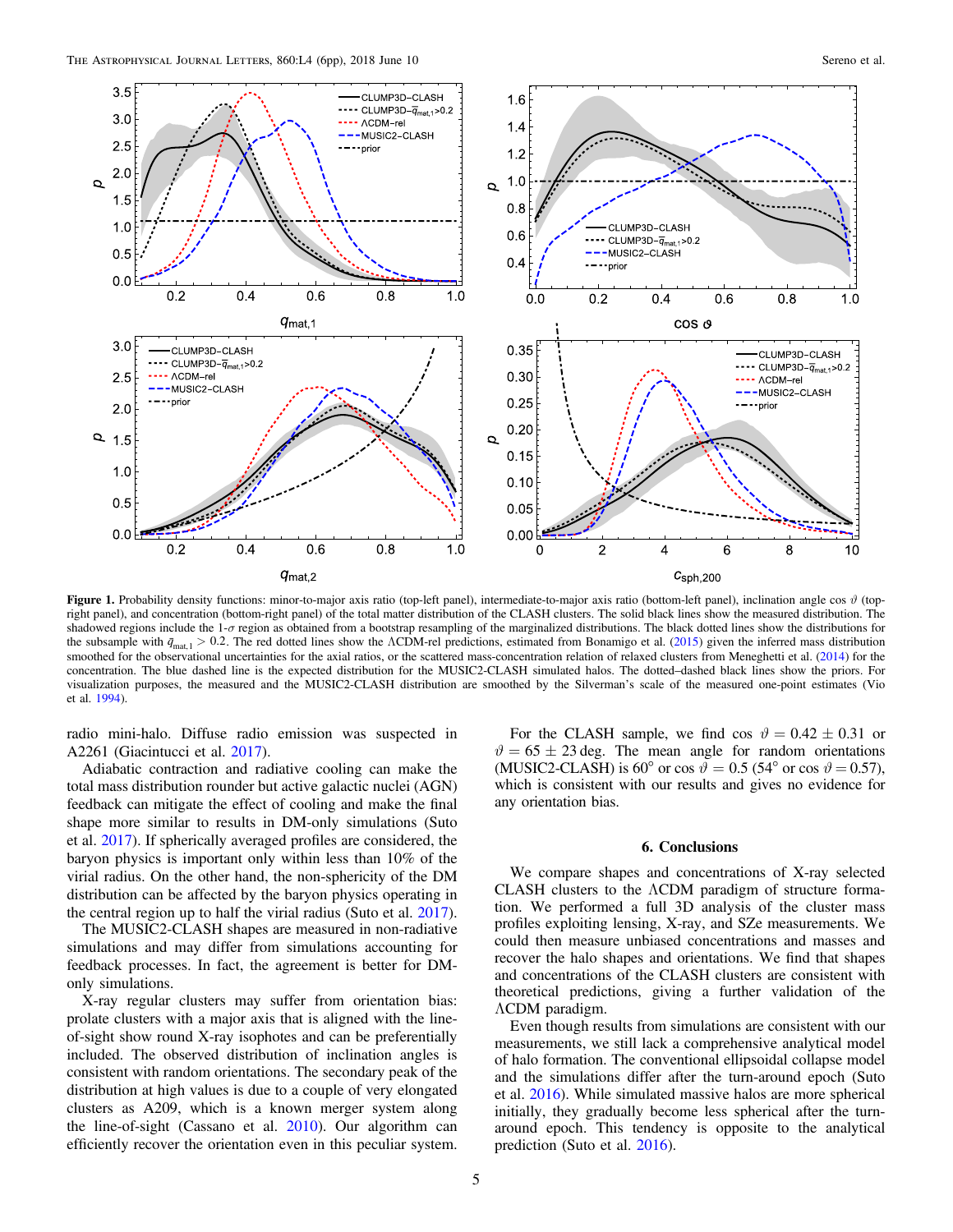**Figure 1.** Probability density functions: minor-to-major axis ratio (top-left panel), intermediate-to-major axis ratio (bottom-left panel), inclination angle $\cos\vartheta$ (top-right panel), and concentration (bottom-right panel) of the total matter distribution of the CLASH clusters. The solid black lines show the measured distribution. The shadowed regions include the 1-$\sigma$ region as obtained from a bootstrap resampling of the marginalized distributions. The black dotted lines show the distributions for the subsample with $\bar{q}_{\rm mat,1} > 0.2$. The red dotted lines show the ΛCDM-rel predictions, estimated from Bonamigo et al. (2015) given the inferred mass distribution smoothed for the observational uncertainties for the axial ratios, or the scattered mass-concentration relation of relaxed clusters from Meneghetti et al. (2014) for the concentration. The blue dashed line is the expected distribution for the MUSIC2-CLASH simulated halos. The dotted–dashed black lines show the priors. For visualization purposes, the measured and the MUSIC2-CLASH distribution are smoothed by the Silverman's scale of the measured one-point estimates (Vio et al. 1994).

radio mini-halo. Diffuse radio emission was suspected in A2261 (Giacintucci et al. 2017).

Adiabatic contraction and radiative cooling can make the total mass distribution rounder but active galactic nuclei (AGN) feedback can mitigate the effect of cooling and make the final shape more similar to results in DM-only simulations (Suto et al. 2017). If spherically averaged profiles are considered, the baryon physics is important only within less than 10% of the virial radius. On the other hand, the non-sphericity of the DM distribution can be affected by the baryon physics operating in the central region up to half the virial radius (Suto et al. 2017). The MUSIC2-CLASH shapes are measured in non-radiative simulations and may differ from simulations accounting for feedback processes. In fact, the agreement is better for DM-only simulations.

X-ray regular clusters may suffer from orientation bias: prolate clusters with a major axis that is aligned with the line-of-sight show round X-ray isophotes and can be preferentially included. The observed distribution of inclination angles is consistent with random orientations. The secondary peak of the distribution at high values is due to a couple of very elongated clusters as A209, which is a known merger system along the line-of-sight (Cassano et al. 2010). Our algorithm can efficiently recover the orientation even in this peculiar system.

For the CLASH sample, we find $\cos\vartheta = 0.42 \pm 0.31$ or $\vartheta = 65 \pm 23$ deg. The mean angle for random orientations (MUSIC2-CLASH) is 60° or $\cos\vartheta = 0.5$ (54° or $\cos\vartheta = 0.57$), which is consistent with our results and gives no evidence for any orientation bias.

## 6. Conclusions

We compare shapes and concentrations of X-ray selected CLASH clusters to the ΛCDM paradigm of structure formation. We performed a full 3D analysis of the cluster mass profiles exploiting lensing, X-ray, and SZe measurements. We could then measure unbiased concentrations and masses and recover the halo shapes and orientations. We find that shapes and concentrations of the CLASH clusters are consistent with theoretical predictions, giving a further validation of the ΛCDM paradigm.

Even though results from simulations are consistent with our measurements, we still lack a comprehensive analytical model of halo formation. The conventional ellipsoidal collapse model and the simulations differ after the turn-around epoch (Suto et al. 2016). While simulated massive halos are more spherical initially, they gradually become less spherical after the turn-around epoch. This tendency is opposite to the analytical prediction (Suto et al. 2016).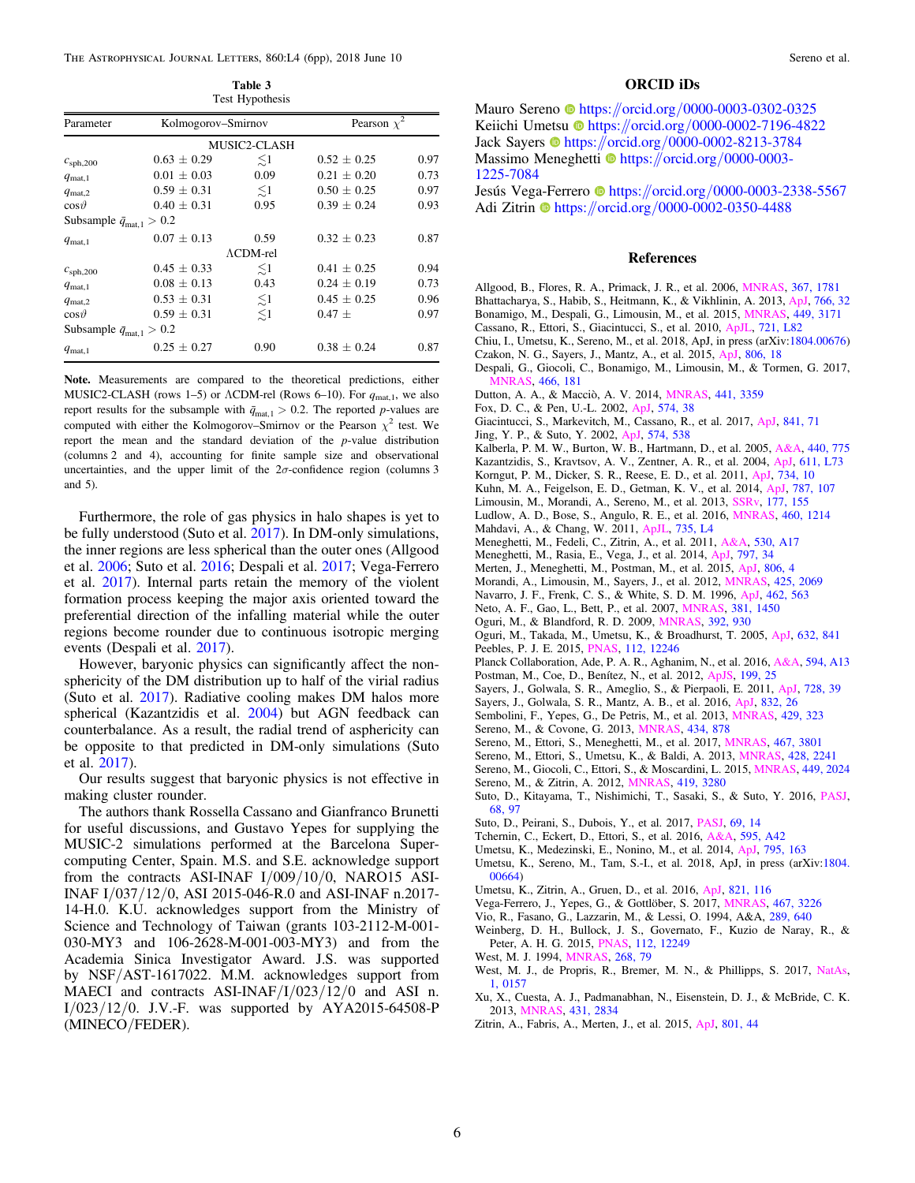**Table 3**
Test Hypothesis

| Parameter | Kolmogorov–Smirnov | | Pearson $\chi^2$ | |
|---|---|---|---|---|
| | | MUSIC2-CLASH | | |
| $c_{\mathrm{sph},200}$ | 0.63 ± 0.29 | $\lesssim$1 | 0.52 ± 0.25 | 0.97 |
| $q_{\mathrm{mat},1}$ | 0.01 ± 0.03 | 0.09 | 0.21 ± 0.20 | 0.73 |
| $q_{\mathrm{mat},2}$ | 0.59 ± 0.31 | $\lesssim$1 | 0.50 ± 0.25 | 0.97 |
| $\cos\vartheta$ | 0.40 ± 0.31 | 0.95 | 0.39 ± 0.24 | 0.93 |
| Subsample $\bar{q}_{\mathrm{mat},1} > 0.2$ | | | | |
| $q_{\mathrm{mat},1}$ | 0.07 ± 0.13 | 0.59 | 0.32 ± 0.23 | 0.87 |
| | | ΛCDM-rel | | |
| $c_{\mathrm{sph},200}$ | 0.45 ± 0.33 | $\lesssim$1 | 0.41 ± 0.25 | 0.94 |
| $q_{\mathrm{mat},1}$ | 0.08 ± 0.13 | 0.43 | 0.24 ± 0.19 | 0.73 |
| $q_{\mathrm{mat},2}$ | 0.53 ± 0.31 | $\lesssim$1 | 0.45 ± 0.25 | 0.96 |
| $\cos\vartheta$ | 0.59 ± 0.31 | $\lesssim$1 | 0.47 ± | 0.97 |
| Subsample $\bar{q}_{\mathrm{mat},1} > 0.2$ | | | | |
| $q_{\mathrm{mat},1}$ | 0.25 ± 0.27 | 0.90 | 0.38 ± 0.24 | 0.87 |

**Note.** Measurements are compared to the theoretical predictions, either MUSIC2-CLASH (rows 1–5) or ΛCDM-rel (Rows 6–10). For $q_{\mathrm{mat},1}$, we also report results for the subsample with $\bar{q}_{\mathrm{mat},1} > 0.2$. The reported $p$-values are computed with either the Kolmogorov–Smirnov or the Pearson $\chi^2$ test. We report the mean and the standard deviation of the $p$-value distribution (columns 2 and 4), accounting for finite sample size and observational uncertainties, and the upper limit of the $2\sigma$-confidence region (columns 3 and 5).

Furthermore, the role of gas physics in halo shapes is yet to be fully understood (Suto et al. 2017). In DM-only simulations, the inner regions are less spherical than the outer ones (Allgood et al. 2006; Suto et al. 2016; Despali et al. 2017; Vega-Ferrero et al. 2017). Internal parts retain the memory of the violent formation process keeping the major axis oriented toward the preferential direction of the infalling material while the outer regions become rounder due to continuous isotropic merging events (Despali et al. 2017).

However, baryonic physics can significantly affect the non-sphericity of the DM distribution up to half of the virial radius (Suto et al. 2017). Radiative cooling makes DM halos more spherical (Kazantzidis et al. 2004) but AGN feedback can counterbalance. As a result, the radial trend of asphericity can be opposite to that predicted in DM-only simulations (Suto et al. 2017).

Our results suggest that baryonic physics is not effective in making cluster rounder.

The authors thank Rossella Cassano and Gianfranco Brunetti for useful discussions, and Gustavo Yepes for supplying the MUSIC-2 simulations performed at the Barcelona Supercomputing Center, Spain. M.S. and S.E. acknowledge support from the contracts ASI-INAF I/009/10/0, NARO15 ASI-INAF I/037/12/0, ASI 2015-046-R.0 and ASI-INAF n.2017-14-H.0. K.U. acknowledges support from the Ministry of Science and Technology of Taiwan (grants 103-2112-M-001-030-MY3 and 106-2628-M-001-003-MY3) and from the Academia Sinica Investigator Award. J.S. was supported by NSF/AST-1617022. M.M. acknowledges support from MAECI and contracts ASI-INAF/I/023/12/0 and ASI n. I/023/12/0. J.V.-F. was supported by AYA2015-64508-P (MINECO/FEDER).

## ORCID iDs

Mauro Sereno https://orcid.org/0000-0003-0302-0325
Keiichi Umetsu https://orcid.org/0000-0002-7196-4822
Jack Sayers https://orcid.org/0000-0002-8213-3784
Massimo Meneghetti https://orcid.org/0000-0003-1225-7084
Jesús Vega-Ferrero https://orcid.org/0000-0003-2338-5567
Adi Zitrin https://orcid.org/0000-0002-0350-4488

## References

Allgood, B., Flores, R. A., Primack, J. R., et al. 2006, MNRAS, 367, 1781
Bhattacharya, S., Habib, S., Heitmann, K., & Vikhlinin, A. 2013, ApJ, 766, 32
Bonamigo, M., Despali, G., Limousin, M., et al. 2015, MNRAS, 449, 3171
Cassano, R., Ettori, S., Giacintucci, S., et al. 2010, ApJL, 721, L82
Chiu, I., Umetsu, K., Sereno, M., et al. 2018, ApJ, in press (arXiv:1804.00676)
Czakon, N. G., Sayers, J., Mantz, A., et al. 2015, ApJ, 806, 18
Despali, G., Giocoli, C., Bonamigo, M., Limousin, M., & Tormen, G. 2017, MNRAS, 466, 181
Dutton, A. A., & Macciò, A. V. 2014, MNRAS, 441, 3359
Fox, D. C., & Pen, U.-L. 2002, ApJ, 574, 38
Giacintucci, S., Markevitch, M., Cassano, R., et al. 2017, ApJ, 841, 71
Jing, Y. P., & Suto, Y. 2002, ApJ, 574, 538
Kalberla, P. M. W., Burton, W. B., Hartmann, D., et al. 2005, A&A, 440, 775
Kazantzidis, S., Kravtsov, A. V., Zentner, A. R., et al. 2004, ApJ, 611, L73
Korngut, P. M., Dicker, S. R., Reese, E. D., et al. 2011, ApJ, 734, 10
Kuhn, M. A., Feigelson, E. D., Getman, K. V., et al. 2014, ApJ, 787, 107
Limousin, M., Morandi, A., Sereno, M., et al. 2013, SSRv, 177, 155
Ludlow, A. D., Bose, S., Angulo, R. E., et al. 2016, MNRAS, 460, 1214
Mahdavi, A., & Chang, W. 2011, ApJL, 735, L4
Meneghetti, M., Fedeli, C., Zitrin, A., et al. 2011, A&A, 530, A17
Meneghetti, M., Rasia, E., Vega, J., et al. 2014, ApJ, 797, 34
Merten, J., Meneghetti, M., Postman, M., et al. 2015, ApJ, 806, 4
Morandi, A., Limousin, M., Sayers, J., et al. 2012, MNRAS, 425, 2069
Navarro, J. F., Frenk, C. S., & White, S. D. M. 1996, ApJ, 462, 563
Neto, A. F., Gao, L., Bett, P., et al. 2007, MNRAS, 381, 1450
Oguri, M., & Blandford, R. D. 2009, MNRAS, 392, 930
Oguri, M., Takada, M., Umetsu, K., & Broadhurst, T. 2005, ApJ, 632, 841
Peebles, P. J. E. 2015, PNAS, 112, 12246
Planck Collaboration, Ade, P. A. R., Aghanim, N., et al. 2016, A&A, 594, A13
Postman, M., Coe, D., Benítez, N., et al. 2012, ApJS, 199, 25
Sayers, J., Golwala, S. R., Ameglio, S., & Pierpaoli, E. 2011, ApJ, 728, 39
Sayers, J., Golwala, S. R., Mantz, A. B., et al. 2016, ApJ, 832, 26
Sembolini, F., Yepes, G., De Petris, M., et al. 2013, MNRAS, 429, 323
Sereno, M., & Covone, G. 2013, MNRAS, 434, 878
Sereno, M., Ettori, S., Meneghetti, M., et al. 2017, MNRAS, 467, 3801
Sereno, M., Ettori, S., Umetsu, K., & Baldi, A. 2013, MNRAS, 428, 2241
Sereno, M., Giocoli, C., Ettori, S., & Moscardini, L. 2015, MNRAS, 449, 2024
Sereno, M., & Zitrin, A. 2012, MNRAS, 419, 3280
Suto, D., Kitayama, T., Nishimichi, T., Sasaki, S., & Suto, Y. 2016, PASJ, 68, 97
Suto, D., Peirani, S., Dubois, Y., et al. 2017, PASJ, 69, 14
Tchernin, C., Eckert, D., Ettori, S., et al. 2016, A&A, 595, A42
Umetsu, K., Medezinski, E., Nonino, M., et al. 2014, ApJ, 795, 163
Umetsu, K., Sereno, M., Tam, S.-I., et al. 2018, ApJ, in press (arXiv:1804.00664)
Umetsu, K., Zitrin, A., Gruen, D., et al. 2016, ApJ, 821, 116
Vega-Ferrero, J., Yepes, G., & Gottlöber, S. 2017, MNRAS, 467, 3226
Vio, R., Fasano, G., Lazzarin, M., & Lessi, O. 1994, A&A, 289, 640
Weinberg, D. H., Bullock, J. S., Governato, F., Kuzio de Naray, R., & Peter, A. H. G. 2015, PNAS, 112, 12249
West, M. J. 1994, MNRAS, 268, 79
West, M. J., de Propris, R., Bremer, M. N., & Phillipps, S. 2017, NatAs, 1, 0157
Xu, X., Cuesta, A. J., Padmanabhan, N., Eisenstein, D. J., & McBride, C. K. 2013, MNRAS, 431, 2834
Zitrin, A., Fabris, A., Merten, J., et al. 2015, ApJ, 801, 44